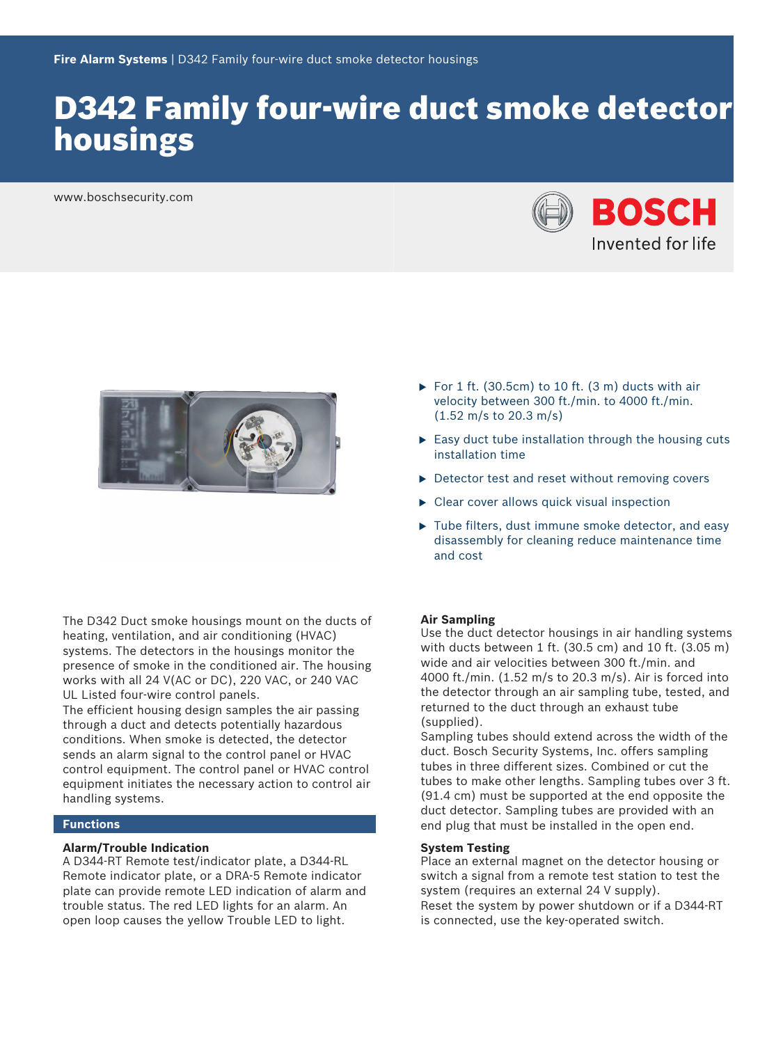**Fire Alarm Systems** | D342 Family four-wire duct smoke detector housings

# D342 Family four-wire duct smoke detector housings

www.boschsecurity.com

- For 1 ft. (30.5cm) to 10 ft. (3 m) ducts with air velocity between 300 ft./min. to 4000 ft./min. (1.52 m/s to 20.3 m/s)
- Easy duct tube installation through the housing cuts installation time
- Detector test and reset without removing covers
- Clear cover allows quick visual inspection
- Tube filters, dust immune smoke detector, and easy disassembly for cleaning reduce maintenance time and cost

The D342 Duct smoke housings mount on the ducts of heating, ventilation, and air conditioning (HVAC) systems. The detectors in the housings monitor the presence of smoke in the conditioned air. The housing works with all 24 V(AC or DC), 220 VAC, or 240 VAC UL Listed four-wire control panels.
The efficient housing design samples the air passing through a duct and detects potentially hazardous conditions. When smoke is detected, the detector sends an alarm signal to the control panel or HVAC control equipment. The control panel or HVAC control equipment initiates the necessary action to control air handling systems.

## Functions

### Alarm/Trouble Indication

A D344-RT Remote test/indicator plate, a D344-RL Remote indicator plate, or a DRA-5 Remote indicator plate can provide remote LED indication of alarm and trouble status. The red LED lights for an alarm. An open loop causes the yellow Trouble LED to light.

### Air Sampling

Use the duct detector housings in air handling systems with ducts between 1 ft. (30.5 cm) and 10 ft. (3.05 m) wide and air velocities between 300 ft./min. and 4000 ft./min. (1.52 m/s to 20.3 m/s). Air is forced into the detector through an air sampling tube, tested, and returned to the duct through an exhaust tube (supplied).
Sampling tubes should extend across the width of the duct. Bosch Security Systems, Inc. offers sampling tubes in three different sizes. Combined or cut the tubes to make other lengths. Sampling tubes over 3 ft. (91.4 cm) must be supported at the end opposite the duct detector. Sampling tubes are provided with an end plug that must be installed in the open end.

### System Testing

Place an external magnet on the detector housing or switch a signal from a remote test station to test the system (requires an external 24 V supply).
Reset the system by power shutdown or if a D344-RT is connected, use the key-operated switch.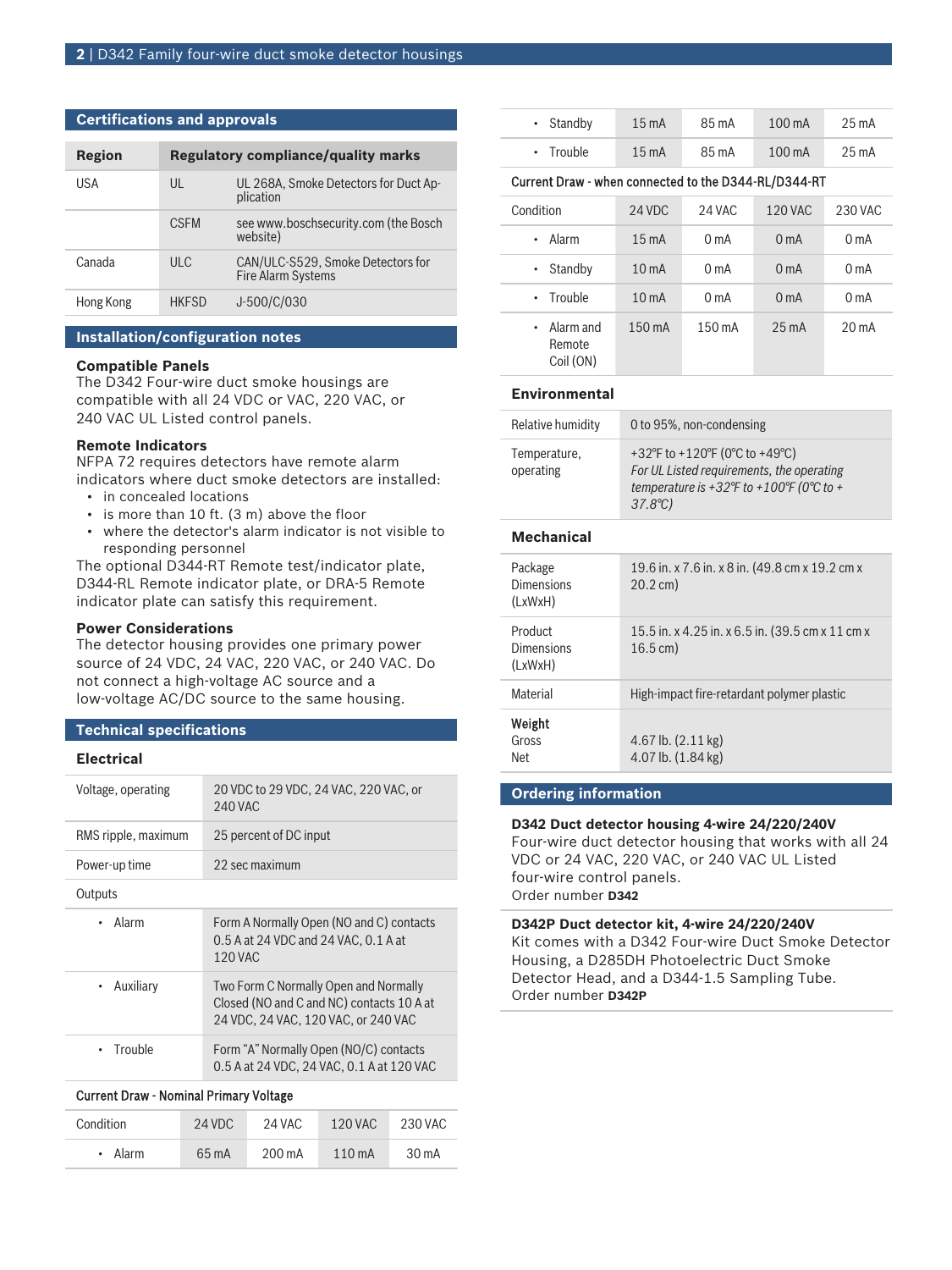## Certifications and approvals

| Region | Regulatory compliance/quality marks | |
|---|---|---|
| USA | UL | UL 268A, Smoke Detectors for Duct Application |
| | CSFM | see www.boschsecurity.com (the Bosch website) |
| Canada | ULC | CAN/ULC-S529, Smoke Detectors for Fire Alarm Systems |
| Hong Kong | HKFSD | J-500/C/030 |

## Installation/configuration notes

**Compatible Panels**

The D342 Four-wire duct smoke housings are compatible with all 24 VDC or VAC, 220 VAC, or 240 VAC UL Listed control panels.

**Remote Indicators**

NFPA 72 requires detectors have remote alarm indicators where duct smoke detectors are installed:

- in concealed locations
- is more than 10 ft. (3 m) above the floor
- where the detector's alarm indicator is not visible to responding personnel

The optional D344-RT Remote test/indicator plate, D344-RL Remote indicator plate, or DRA-5 Remote indicator plate can satisfy this requirement.

**Power Considerations**

The detector housing provides one primary power source of 24 VDC, 24 VAC, 220 VAC, or 240 VAC. Do not connect a high-voltage AC source and a low-voltage AC/DC source to the same housing.

## Technical specifications

### Electrical

| | |
|---|---|
| Voltage, operating | 20 VDC to 29 VDC, 24 VAC, 220 VAC, or 240 VAC |
| RMS ripple, maximum | 25 percent of DC input |
| Power-up time | 22 sec maximum |
| Outputs | |
| • Alarm | Form A Normally Open (NO and C) contacts 0.5 A at 24 VDC and 24 VAC, 0.1 A at 120 VAC |
| • Auxiliary | Two Form C Normally Open and Normally Closed (NO and C and NC) contacts 10 A at 24 VDC, 24 VAC, 120 VAC, or 240 VAC |
| • Trouble | Form "A" Normally Open (NO/C) contacts 0.5 A at 24 VDC, 24 VAC, 0.1 A at 120 VAC |

**Current Draw - Nominal Primary Voltage**

| Condition | 24 VDC | 24 VAC | 120 VAC | 230 VAC |
|---|---|---|---|---|
| • Alarm | 65 mA | 200 mA | 110 mA | 30 mA |
| • Standby | 15 mA | 85 mA | 100 mA | 25 mA |
| • Trouble | 15 mA | 85 mA | 100 mA | 25 mA |

**Current Draw - when connected to the D344-RL/D344-RT**

| Condition | 24 VDC | 24 VAC | 120 VAC | 230 VAC |
|---|---|---|---|---|
| • Alarm | 15 mA | 0 mA | 0 mA | 0 mA |
| • Standby | 10 mA | 0 mA | 0 mA | 0 mA |
| • Trouble | 10 mA | 0 mA | 0 mA | 0 mA |
| • Alarm and Remote Coil (ON) | 150 mA | 150 mA | 25 mA | 20 mA |

### Environmental

| | |
|---|---|
| Relative humidity | 0 to 95%, non-condensing |
| Temperature, operating | +32°F to +120°F (0°C to +49°C)<br>*For UL Listed requirements, the operating temperature is +32°F to +100°F (0°C to + 37.8°C)* |

### Mechanical

| | |
|---|---|
| Package Dimensions (LxWxH) | 19.6 in. x 7.6 in. x 8 in. (49.8 cm x 19.2 cm x 20.2 cm) |
| Product Dimensions (LxWxH) | 15.5 in. x 4.25 in. x 6.5 in. (39.5 cm x 11 cm x 16.5 cm) |
| Material | High-impact fire-retardant polymer plastic |
| **Weight**<br>Gross<br>Net | <br>4.67 lb. (2.11 kg)<br>4.07 lb. (1.84 kg) |

## Ordering information

**D342 Duct detector housing 4-wire 24/220/240V**

Four-wire duct detector housing that works with all 24 VDC or 24 VAC, 220 VAC, or 240 VAC UL Listed four-wire control panels.

Order number **D342**

**D342P Duct detector kit, 4-wire 24/220/240V**

Kit comes with a D342 Four-wire Duct Smoke Detector Housing, a D285DH Photoelectric Duct Smoke Detector Head, and a D344-1.5 Sampling Tube.

Order number **D342P**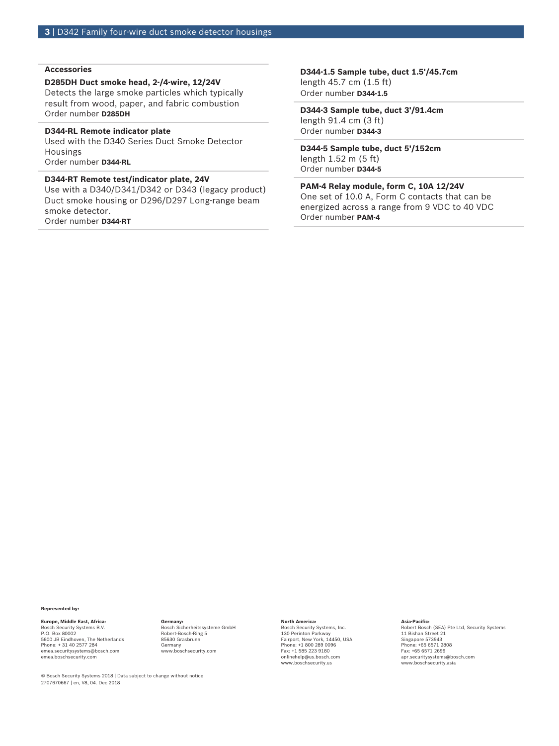## Accessories

**D285DH Duct smoke head, 2-/4-wire, 12/24V**
Detects the large smoke particles which typically result from wood, paper, and fabric combustion
Order number **D285DH**

**D344-RL Remote indicator plate**
Used with the D340 Series Duct Smoke Detector Housings
Order number **D344-RL**

**D344-RT Remote test/indicator plate, 24V**
Use with a D340/D341/D342 or D343 (legacy product) Duct smoke housing or D296/D297 Long-range beam smoke detector.
Order number **D344-RT**

**D344-1.5 Sample tube, duct 1.5'/45.7cm**
length 45.7 cm (1.5 ft)
Order number **D344-1.5**

**D344-3 Sample tube, duct 3'/91.4cm**
length 91.4 cm (3 ft)
Order number **D344-3**

**D344-5 Sample tube, duct 5'/152cm**
length 1.52 m (5 ft)
Order number **D344-5**

**PAM-4 Relay module, form C, 10A 12/24V**
One set of 10.0 A, Form C contacts that can be energized across a range from 9 VDC to 40 VDC
Order number **PAM-4**

**Represented by:**

**Europe, Middle East, Africa:**
Bosch Security Systems B.V.
P.O. Box 80002
5600 JB Eindhoven, The Netherlands
Phone: + 31 40 2577 284
emea.securitysystems@bosch.com
emea.boschsecurity.com

**Germany:**
Bosch Sicherheitssysteme GmbH
Robert-Bosch-Ring 5
85630 Grasbrunn
Germany
www.boschsecurity.com

**North America:**
Bosch Security Systems, Inc.
130 Perinton Parkway
Fairport, New York, 14450, USA
Phone: +1 800 289 0096
Fax: +1 585 223 9180
onlinehelp@us.bosch.com
www.boschsecurity.us

**Asia-Pacific:**
Robert Bosch (SEA) Pte Ltd, Security Systems
11 Bishan Street 21
Singapore 573943
Phone: +65 6571 2808
Fax: +65 6571 2699
apr.securitysystems@bosch.com
www.boschsecurity.asia

© Bosch Security Systems 2018 | Data subject to change without notice
2707670667 | en, V8, 04. Dec 2018